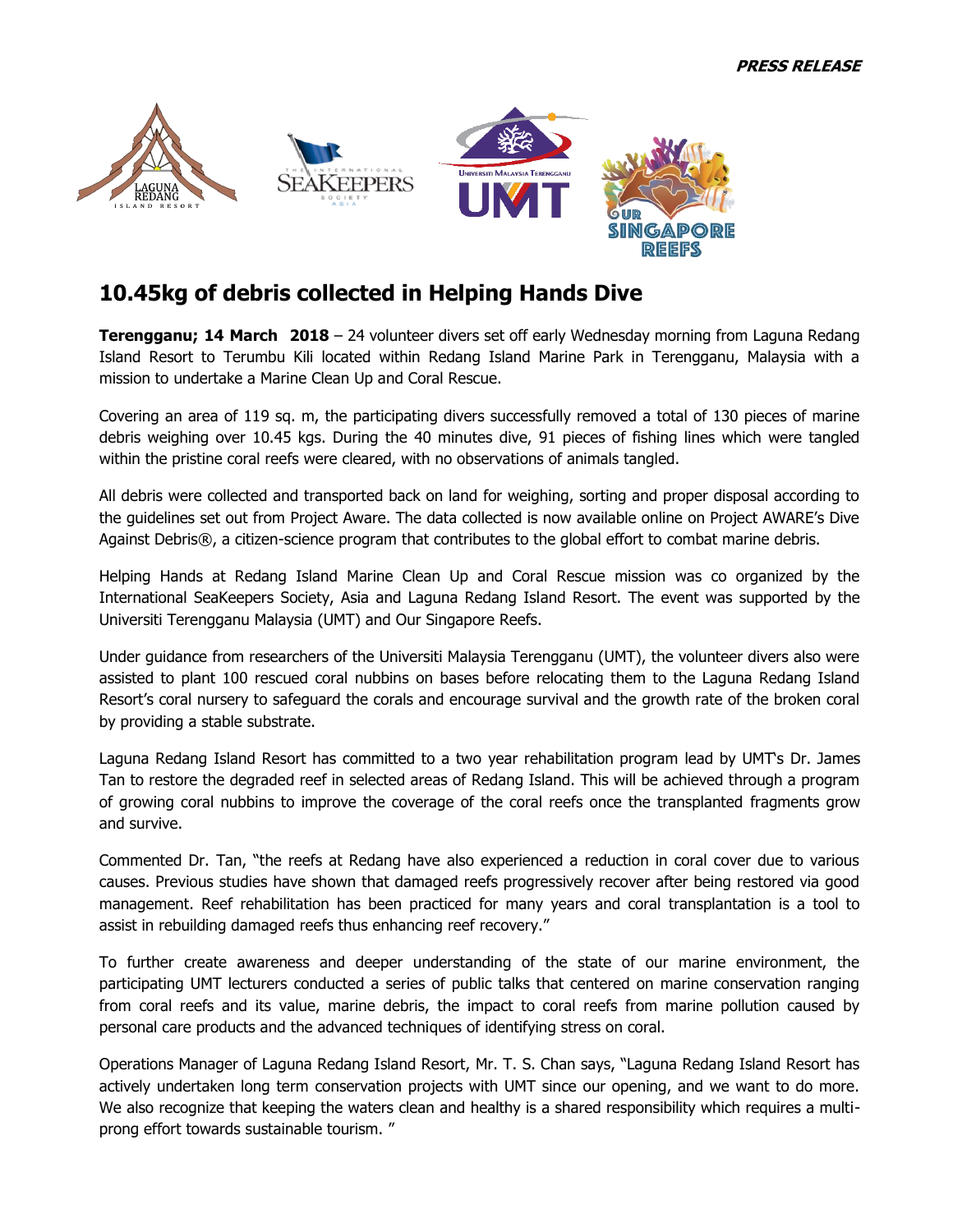***PRESS RELEASE***

# 10.45kg of debris collected in Helping Hands Dive

**Terengganu; 14 March 2018** – 24 volunteer divers set off early Wednesday morning from Laguna Redang Island Resort to Terumbu Kili located within Redang Island Marine Park in Terengganu, Malaysia with a mission to undertake a Marine Clean Up and Coral Rescue.

Covering an area of 119 sq. m, the participating divers successfully removed a total of 130 pieces of marine debris weighing over 10.45 kgs. During the 40 minutes dive, 91 pieces of fishing lines which were tangled within the pristine coral reefs were cleared, with no observations of animals tangled.

All debris were collected and transported back on land for weighing, sorting and proper disposal according to the guidelines set out from Project Aware. The data collected is now available online on Project AWARE's Dive Against Debris®, a citizen-science program that contributes to the global effort to combat marine debris.

Helping Hands at Redang Island Marine Clean Up and Coral Rescue mission was co organized by the International SeaKeepers Society, Asia and Laguna Redang Island Resort. The event was supported by the Universiti Terengganu Malaysia (UMT) and Our Singapore Reefs.

Under guidance from researchers of the Universiti Malaysia Terengganu (UMT), the volunteer divers also were assisted to plant 100 rescued coral nubbins on bases before relocating them to the Laguna Redang Island Resort's coral nursery to safeguard the corals and encourage survival and the growth rate of the broken coral by providing a stable substrate.

Laguna Redang Island Resort has committed to a two year rehabilitation program lead by UMT's Dr. James Tan to restore the degraded reef in selected areas of Redang Island. This will be achieved through a program of growing coral nubbins to improve the coverage of the coral reefs once the transplanted fragments grow and survive.

Commented Dr. Tan, "the reefs at Redang have also experienced a reduction in coral cover due to various causes. Previous studies have shown that damaged reefs progressively recover after being restored via good management. Reef rehabilitation has been practiced for many years and coral transplantation is a tool to assist in rebuilding damaged reefs thus enhancing reef recovery."

To further create awareness and deeper understanding of the state of our marine environment, the participating UMT lecturers conducted a series of public talks that centered on marine conservation ranging from coral reefs and its value, marine debris, the impact to coral reefs from marine pollution caused by personal care products and the advanced techniques of identifying stress on coral.

Operations Manager of Laguna Redang Island Resort, Mr. T. S. Chan says, "Laguna Redang Island Resort has actively undertaken long term conservation projects with UMT since our opening, and we want to do more. We also recognize that keeping the waters clean and healthy is a shared responsibility which requires a multi-prong effort towards sustainable tourism. "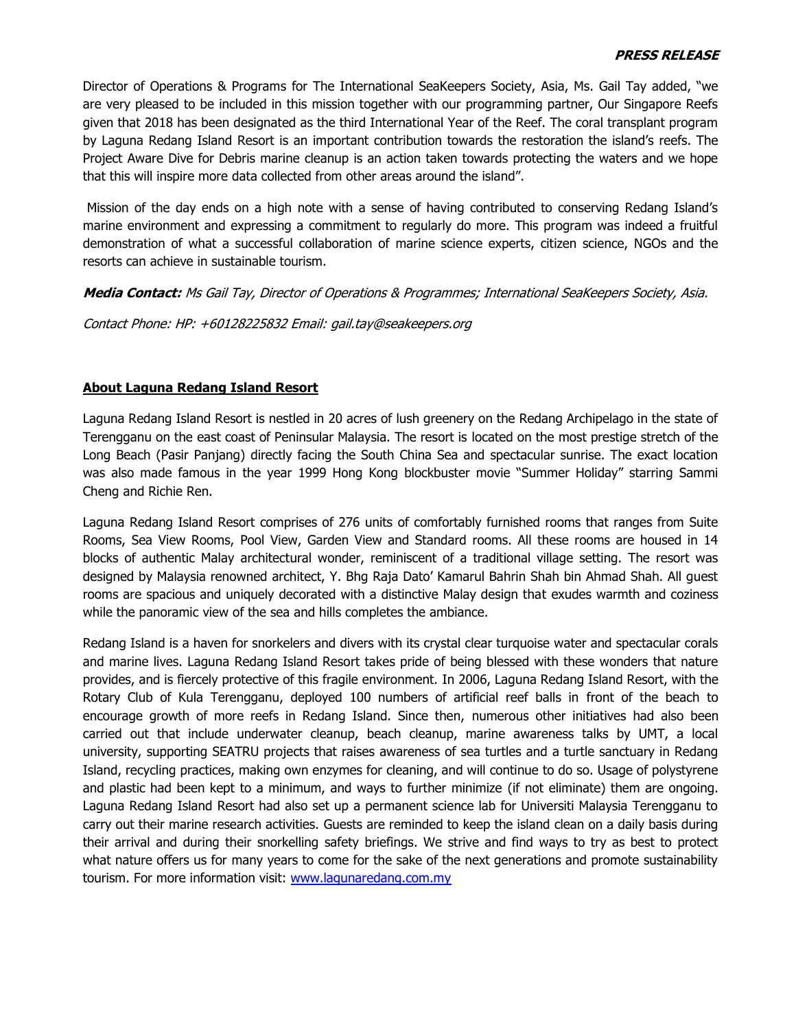Director of Operations & Programs for The International SeaKeepers Society, Asia, Ms. Gail Tay added, "we are very pleased to be included in this mission together with our programming partner, Our Singapore Reefs given that 2018 has been designated as the third International Year of the Reef. The coral transplant program by Laguna Redang Island Resort is an important contribution towards the restoration the island's reefs. The Project Aware Dive for Debris marine cleanup is an action taken towards protecting the waters and we hope that this will inspire more data collected from other areas around the island".

Mission of the day ends on a high note with a sense of having contributed to conserving Redang Island's marine environment and expressing a commitment to regularly do more. This program was indeed a fruitful demonstration of what a successful collaboration of marine science experts, citizen science, NGOs and the resorts can achieve in sustainable tourism.

***Media Contact:*** *Ms Gail Tay, Director of Operations & Programmes; International SeaKeepers Society, Asia.*

*Contact Phone: HP: +60128225832 Email: gail.tay@seakeepers.org*

## About Laguna Redang Island Resort

Laguna Redang Island Resort is nestled in 20 acres of lush greenery on the Redang Archipelago in the state of Terengganu on the east coast of Peninsular Malaysia. The resort is located on the most prestige stretch of the Long Beach (Pasir Panjang) directly facing the South China Sea and spectacular sunrise. The exact location was also made famous in the year 1999 Hong Kong blockbuster movie "Summer Holiday" starring Sammi Cheng and Richie Ren.

Laguna Redang Island Resort comprises of 276 units of comfortably furnished rooms that ranges from Suite Rooms, Sea View Rooms, Pool View, Garden View and Standard rooms. All these rooms are housed in 14 blocks of authentic Malay architectural wonder, reminiscent of a traditional village setting. The resort was designed by Malaysia renowned architect, Y. Bhg Raja Dato' Kamarul Bahrin Shah bin Ahmad Shah. All guest rooms are spacious and uniquely decorated with a distinctive Malay design that exudes warmth and coziness while the panoramic view of the sea and hills completes the ambiance.

Redang Island is a haven for snorkelers and divers with its crystal clear turquoise water and spectacular corals and marine lives. Laguna Redang Island Resort takes pride of being blessed with these wonders that nature provides, and is fiercely protective of this fragile environment. In 2006, Laguna Redang Island Resort, with the Rotary Club of Kula Terengganu, deployed 100 numbers of artificial reef balls in front of the beach to encourage growth of more reefs in Redang Island. Since then, numerous other initiatives had also been carried out that include underwater cleanup, beach cleanup, marine awareness talks by UMT, a local university, supporting SEATRU projects that raises awareness of sea turtles and a turtle sanctuary in Redang Island, recycling practices, making own enzymes for cleaning, and will continue to do so. Usage of polystyrene and plastic had been kept to a minimum, and ways to further minimize (if not eliminate) them are ongoing. Laguna Redang Island Resort had also set up a permanent science lab for Universiti Malaysia Terengganu to carry out their marine research activities. Guests are reminded to keep the island clean on a daily basis during their arrival and during their snorkelling safety briefings. We strive and find ways to try as best to protect what nature offers us for many years to come for the sake of the next generations and promote sustainability tourism. For more information visit: [www.lagunaredang.com.my](www.lagunaredang.com.my)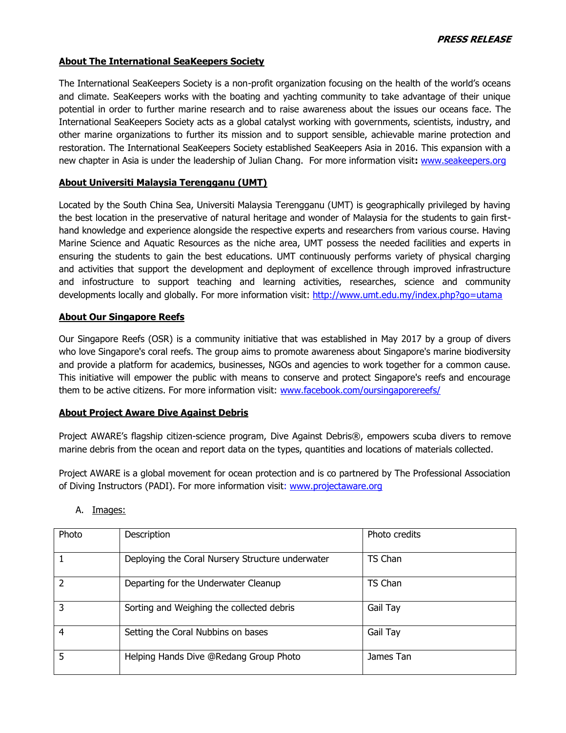***PRESS RELEASE***

## About The International SeaKeepers Society

The International SeaKeepers Society is a non-profit organization focusing on the health of the world's oceans and climate. SeaKeepers works with the boating and yachting community to take advantage of their unique potential in order to further marine research and to raise awareness about the issues our oceans face. The International SeaKeepers Society acts as a global catalyst working with governments, scientists, industry, and other marine organizations to further its mission and to support sensible, achievable marine protection and restoration. The International SeaKeepers Society established SeaKeepers Asia in 2016. This expansion with a new chapter in Asia is under the leadership of Julian Chang. For more information visit**:** www.seakeepers.org

## About Universiti Malaysia Terengganu (UMT)

Located by the South China Sea, Universiti Malaysia Terengganu (UMT) is geographically privileged by having the best location in the preservative of natural heritage and wonder of Malaysia for the students to gain first-hand knowledge and experience alongside the respective experts and researchers from various course. Having Marine Science and Aquatic Resources as the niche area, UMT possess the needed facilities and experts in ensuring the students to gain the best educations. UMT continuously performs variety of physical charging and activities that support the development and deployment of excellence through improved infrastructure and infostructure to support teaching and learning activities, researches, science and community developments locally and globally. For more information visit: http://www.umt.edu.my/index.php?go=utama

## About Our Singapore Reefs

Our Singapore Reefs (OSR) is a community initiative that was established in May 2017 by a group of divers who love Singapore's coral reefs. The group aims to promote awareness about Singapore's marine biodiversity and provide a platform for academics, businesses, NGOs and agencies to work together for a common cause. This initiative will empower the public with means to conserve and protect Singapore's reefs and encourage them to be active citizens. For more information visit: www.facebook.com/oursingaporereefs/

## About Project Aware Dive Against Debris

Project AWARE's flagship citizen-science program, Dive Against Debris®, empowers scuba divers to remove marine debris from the ocean and report data on the types, quantities and locations of materials collected.

Project AWARE is a global movement for ocean protection and is co partnered by The Professional Association of Diving Instructors (PADI). For more information visit: www.projectaware.org

A. Images:

| Photo | Description | Photo credits |
|---|---|---|
| 1 | Deploying the Coral Nursery Structure underwater | TS Chan |
| 2 | Departing for the Underwater Cleanup | TS Chan |
| 3 | Sorting and Weighing the collected debris | Gail Tay |
| 4 | Setting the Coral Nubbins on bases | Gail Tay |
| 5 | Helping Hands Dive @Redang Group Photo | James Tan |